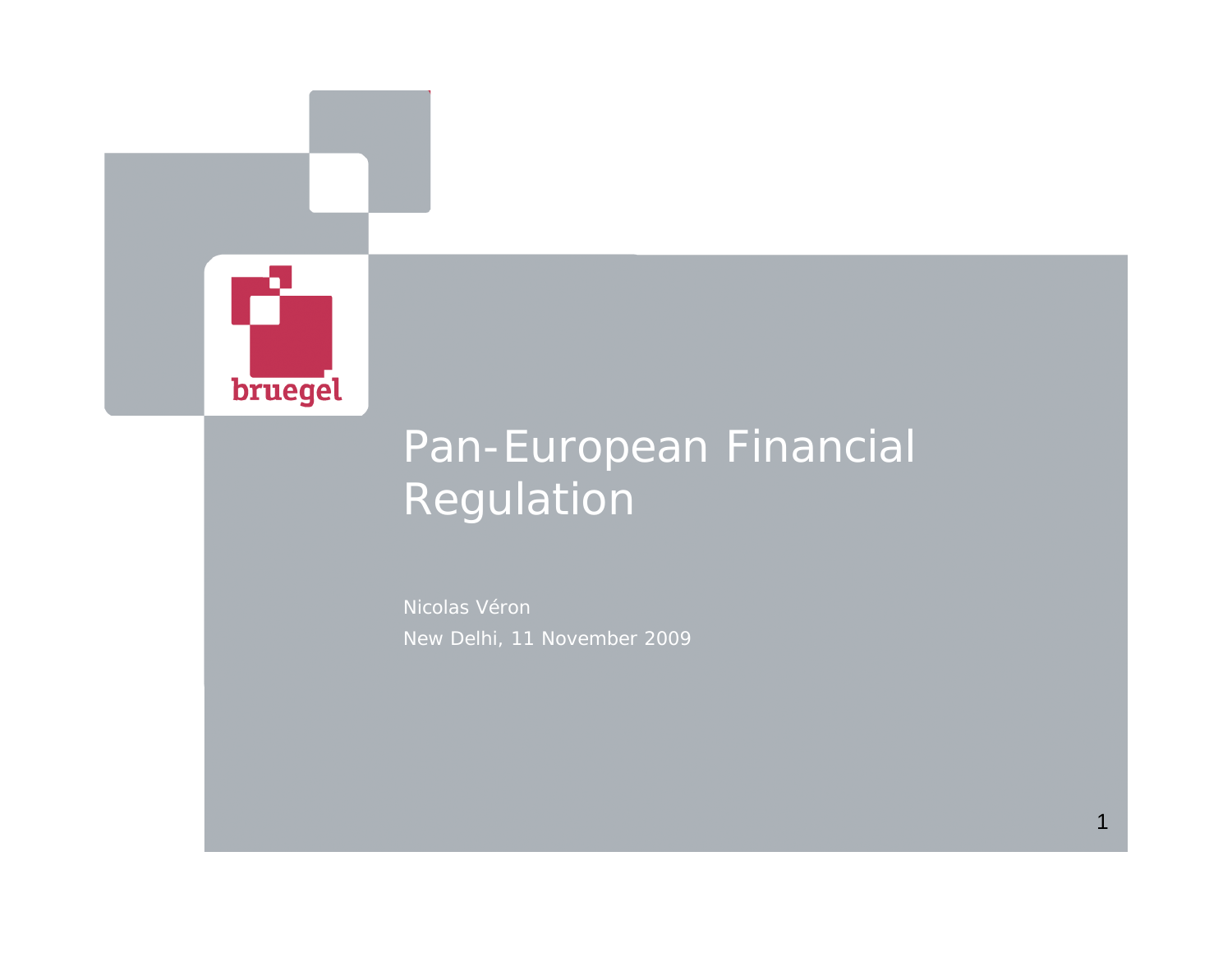bruegel

# Pan-European Financial Regulation

Nicolas Véron

New Delhi, 11 November 2009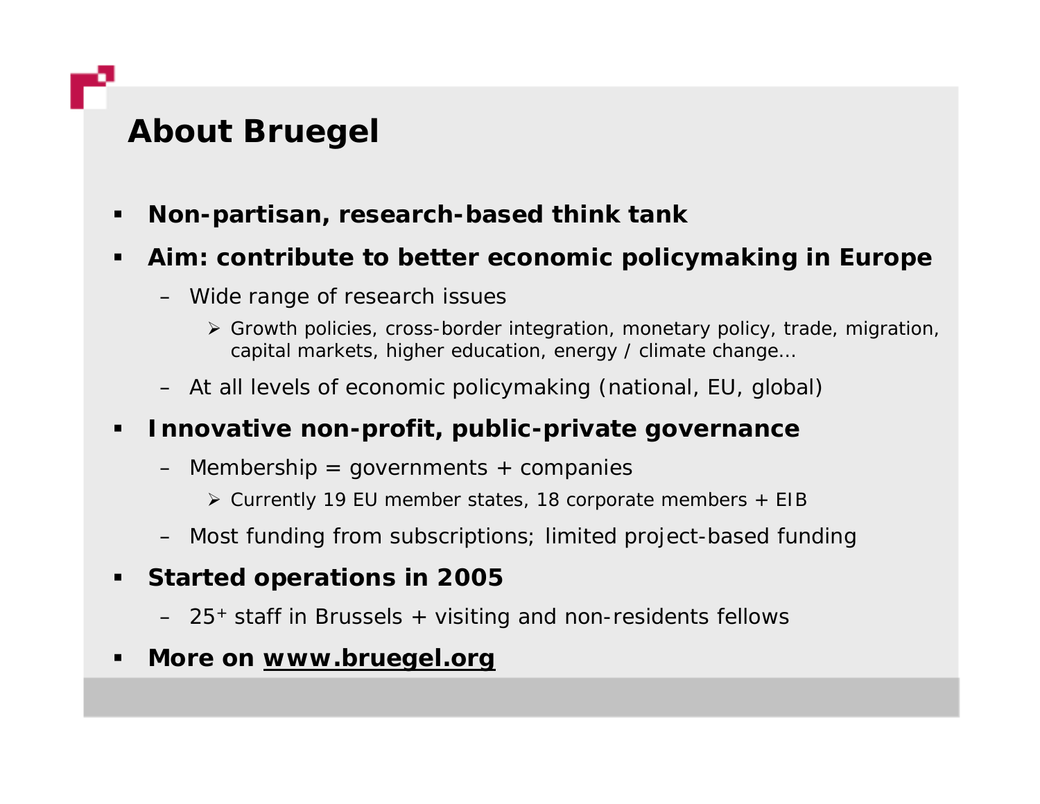# About Bruegel

- **Non-partisan, research-based think tank**
- **Aim: contribute to better economic policymaking in Europe**
  - Wide range of research issues
    - Growth policies, cross-border integration, monetary policy, trade, migration, capital markets, higher education, energy / climate change…
  - At all levels of economic policymaking (national, EU, global)
- **Innovative non-profit, public-private governance**
  - Membership = governments + companies
    - Currently 19 EU member states, 18 corporate members + EIB
  - Most funding from subscriptions; limited project-based funding
- **Started operations in 2005**
  - 25+ staff in Brussels + visiting and non-residents fellows
- **More on [www.bruegel.org](http://www.bruegel.org)**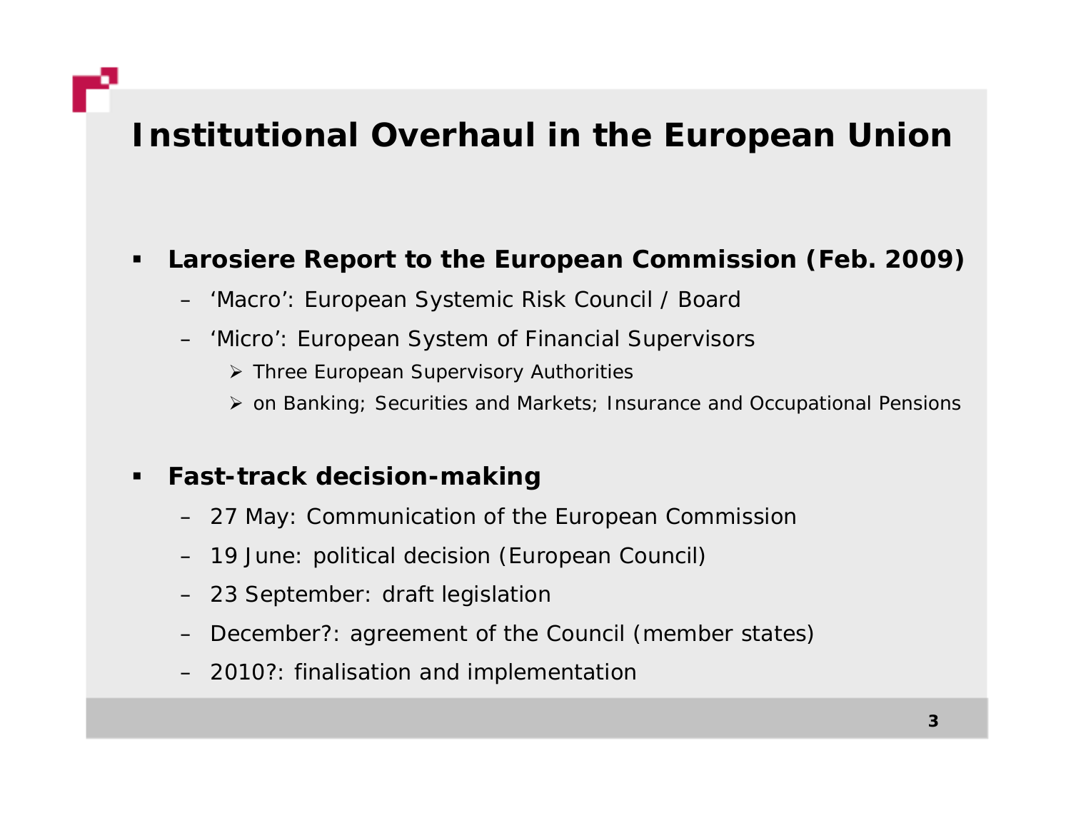# Institutional Overhaul in the European Union

- **Larosiere Report to the European Commission (Feb. 2009)**
  - 'Macro': European Systemic Risk Council / Board
  - 'Micro': European System of Financial Supervisors
    - Three European Supervisory Authorities
    - on Banking; Securities and Markets; Insurance and Occupational Pensions

- **Fast-track decision-making**
  - 27 May: Communication of the European Commission
  - 19 June: political decision (European Council)
  - 23 September: draft legislation
  - December?: agreement of the Council (member states)
  - 2010?: finalisation and implementation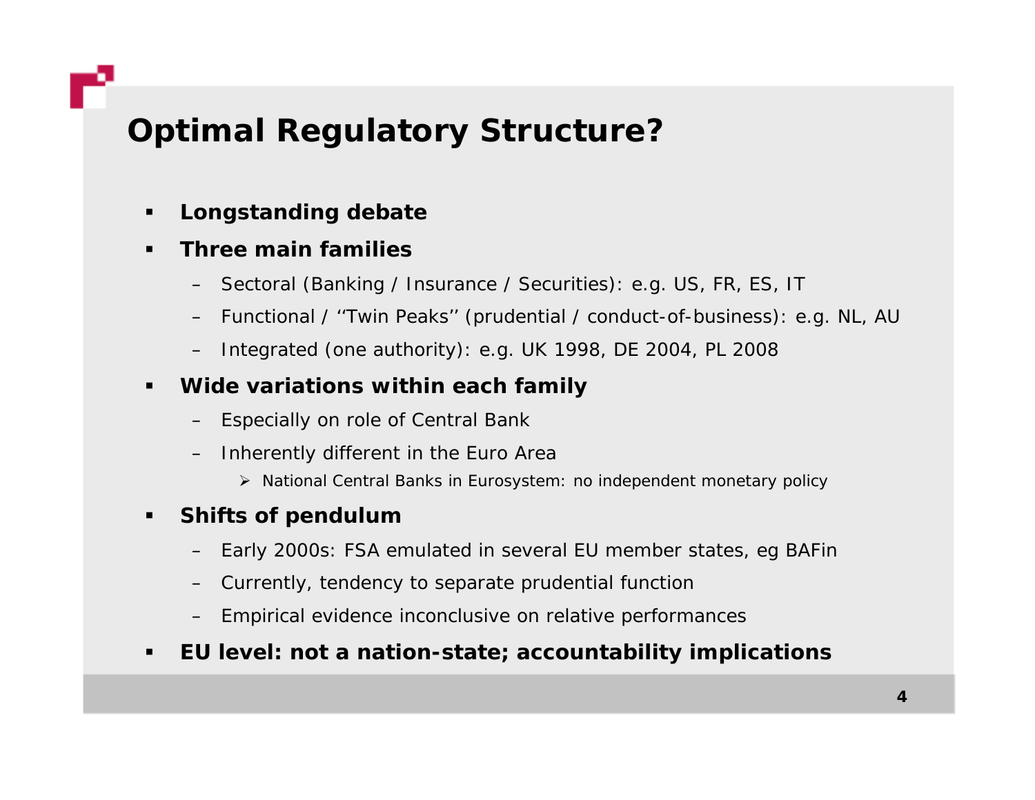# Optimal Regulatory Structure?

- **Longstanding debate**
- **Three main families**
  - Sectoral (Banking / Insurance / Securities): e.g. US, FR, ES, IT
  - Functional / ''Twin Peaks'' (prudential / conduct-of-business): e.g. NL, AU
  - Integrated (one authority): e.g. UK 1998, DE 2004, PL 2008
- **Wide variations within each family**
  - Especially on role of Central Bank
  - Inherently different in the Euro Area
    - National Central Banks in Eurosystem: no independent monetary policy
- **Shifts of pendulum**
  - Early 2000s: FSA emulated in several EU member states, eg BAFin
  - Currently, tendency to separate prudential function
  - Empirical evidence inconclusive on relative performances
- **EU level: not a nation-state; accountability implications**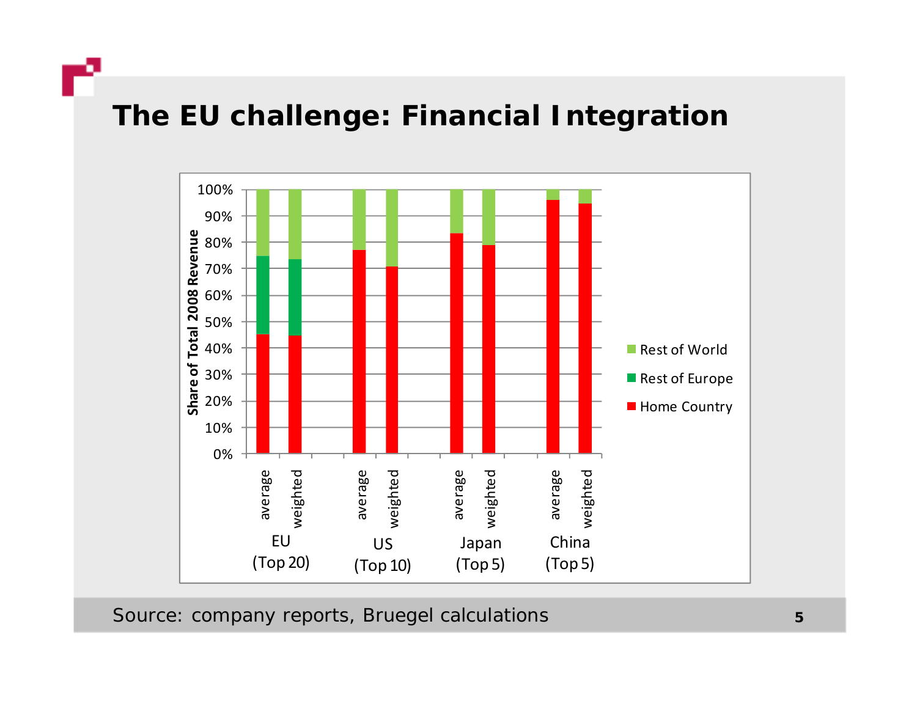# The EU challenge: Financial Integration

Share of Total 2008 Revenue

| | EU (Top 20) average | EU (Top 20) weighted | US (Top 10) average | US (Top 10) weighted | Japan (Top 5) average | Japan (Top 5) weighted | China (Top 5) average | China (Top 5) weighted |
|---|---|---|---|---|---|---|---|---|
| Home Country | | | | | | | | |
| Rest of Europe | | | | | | | | |
| Rest of World | | | | | | | | |

Source: company reports, Bruegel calculations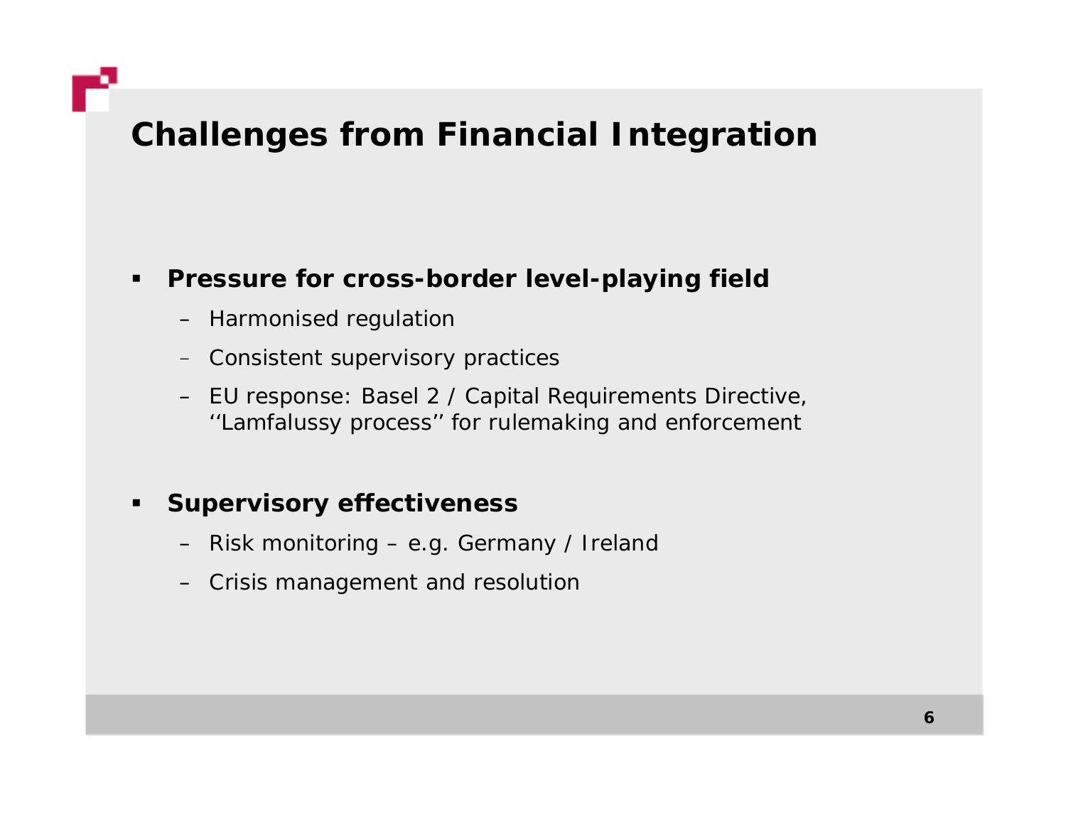# Challenges from Financial Integration

- **Pressure for cross-border level-playing field**
  - Harmonised regulation
  - Consistent supervisory practices
  - EU response: Basel 2 / Capital Requirements Directive, ''Lamfalussy process'' for rulemaking and enforcement

- **Supervisory effectiveness**
  - Risk monitoring – e.g. Germany / Ireland
  - Crisis management and resolution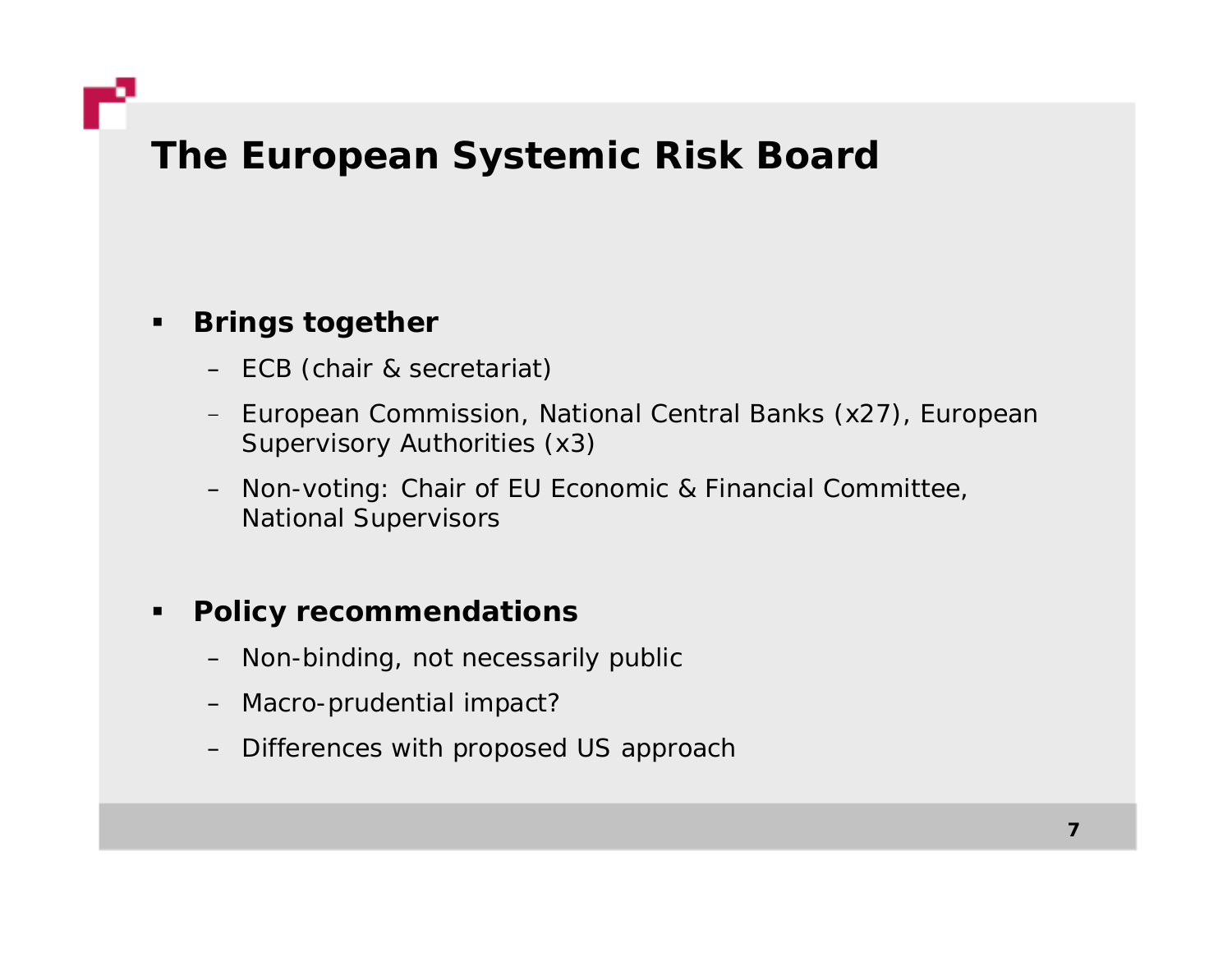# The European Systemic Risk Board

- **Brings together**
  - ECB (chair & secretariat)
  - European Commission, National Central Banks (x27), European Supervisory Authorities (x3)
  - Non-voting: Chair of EU Economic & Financial Committee, National Supervisors

- **Policy recommendations**
  - Non-binding, not necessarily public
  - Macro-prudential impact?
  - Differences with proposed US approach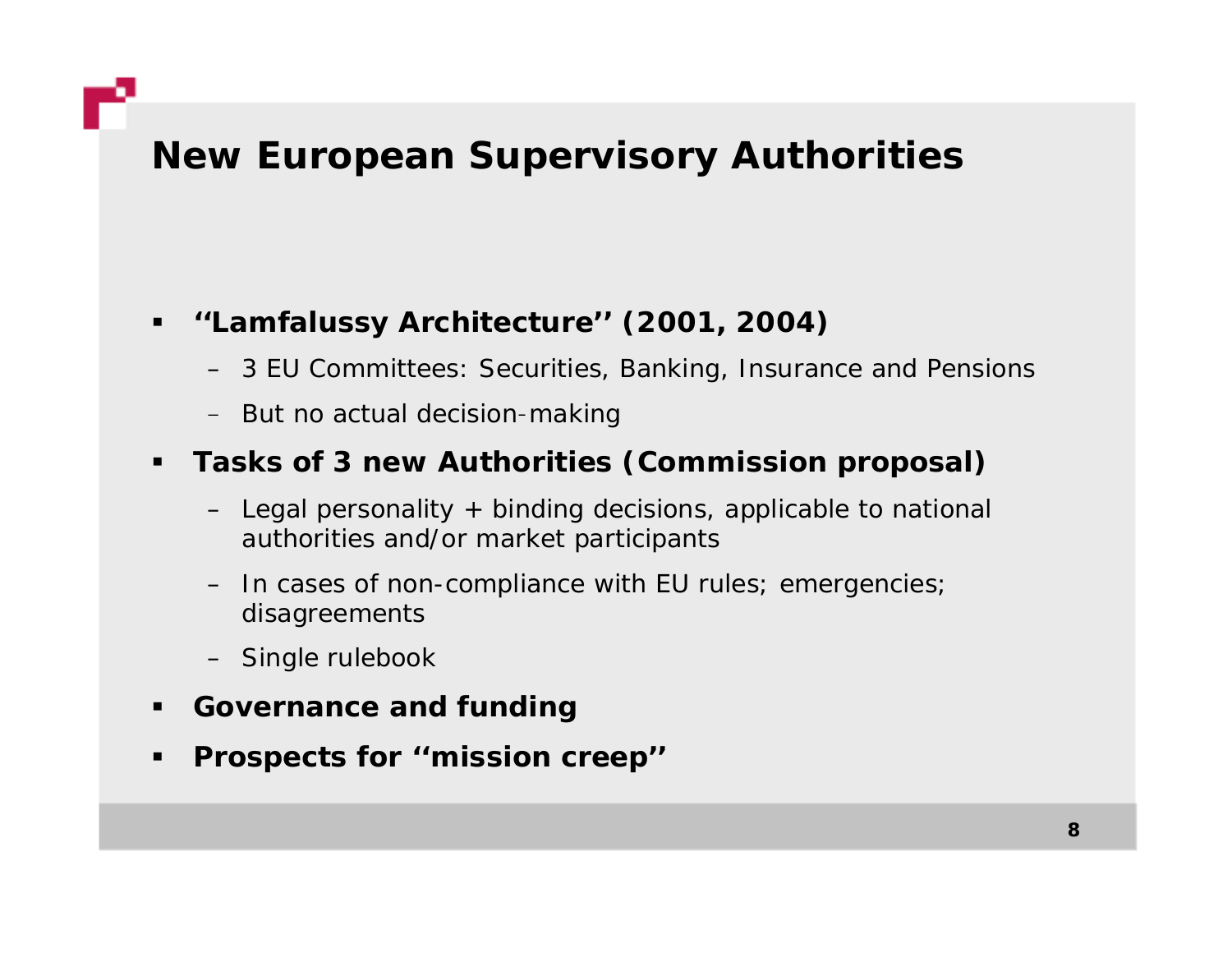# New European Supervisory Authorities

- **''Lamfalussy Architecture'' (2001, 2004)**
  - 3 EU Committees: Securities, Banking, Insurance and Pensions
  - But no actual decision-making
- **Tasks of 3 new Authorities (Commission proposal)**
  - Legal personality + binding decisions, applicable to national authorities and/or market participants
  - In cases of non-compliance with EU rules; emergencies; disagreements
  - Single rulebook
- **Governance and funding**
- **Prospects for ''mission creep''**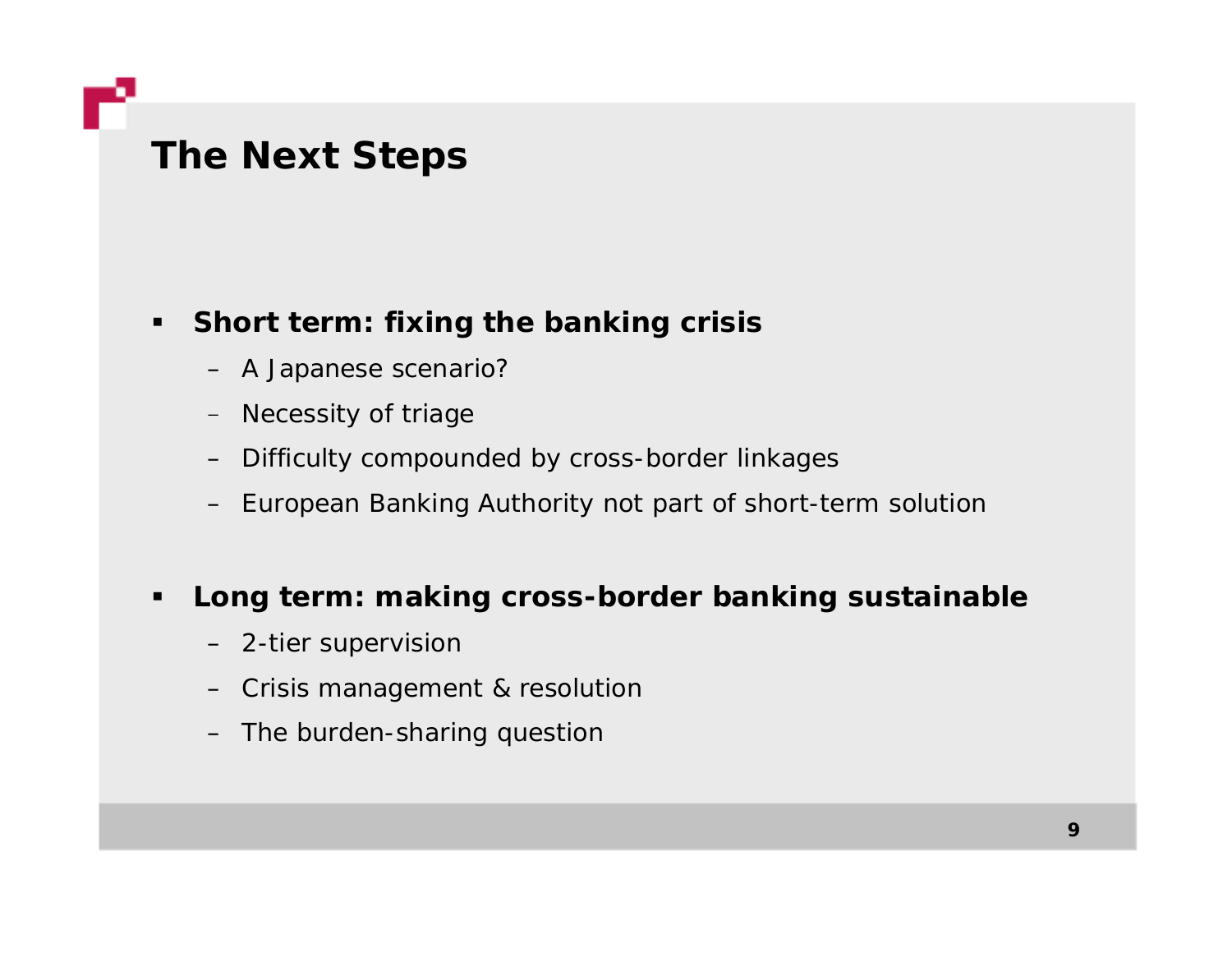# The Next Steps

- **Short term: fixing the banking crisis**
  - A Japanese scenario?
  - Necessity of triage
  - Difficulty compounded by cross-border linkages
  - European Banking Authority not part of short-term solution

- **Long term: making cross-border banking sustainable**
  - 2-tier supervision
  - Crisis management & resolution
  - The burden-sharing question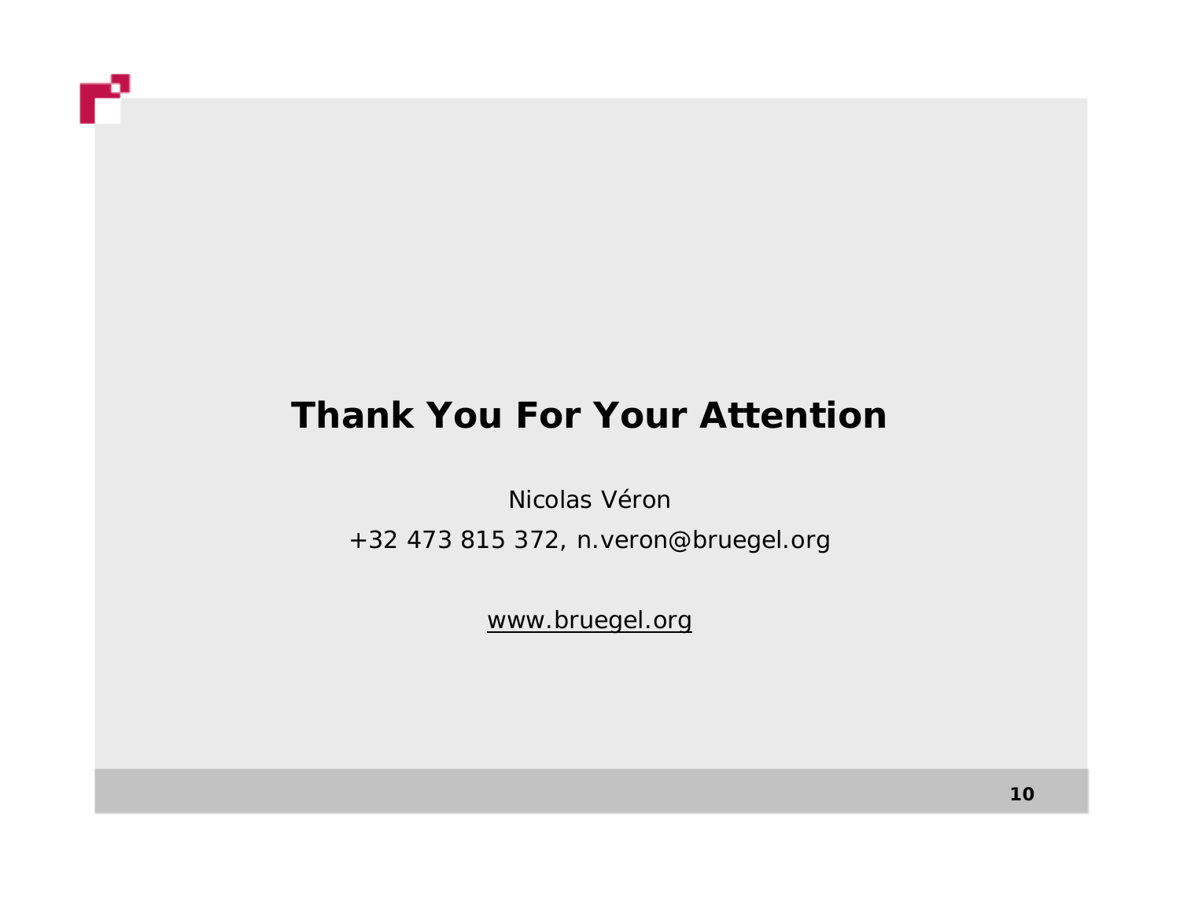# Thank You For Your Attention

Nicolas Véron

+32 473 815 372, n.veron@bruegel.org

www.bruegel.org